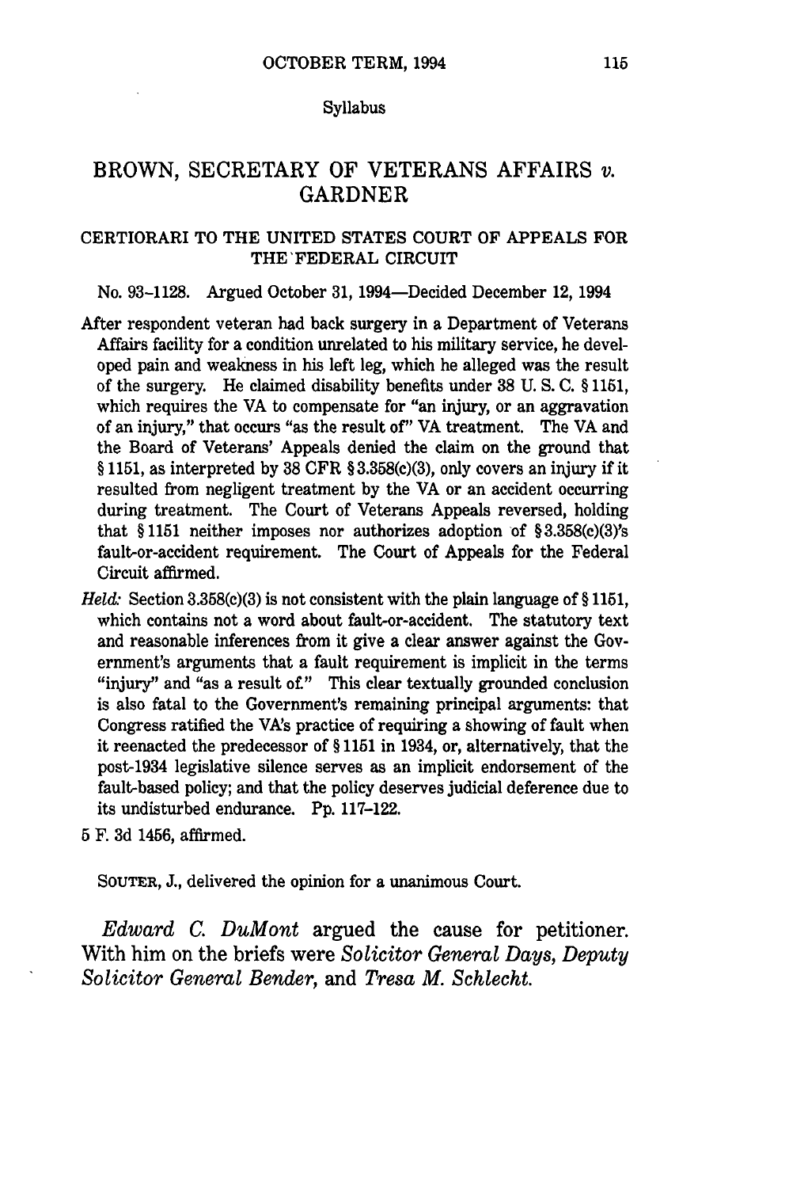Syllabus

# BROWN, SECRETARY OF VETERANS AFFAIRS *v.* GARDNER

## CERTIORARI TO THE UNITED STATES COURT OF APPEALS FOR THE FEDERAL CIRCUIT

No. 93-1128. Argued October 31, 1994—Decided December 12, 1994

After respondent veteran had back surgery in a Department of Veterans Affairs facility for a condition unrelated to his military service, he developed pain and weakness in his left leg, which he alleged was the result of the surgery. He claimed disability benefits under 38 U. S. C. § 1151, which requires the VA to compensate for "an injury, or an aggravation of an injury," that occurs "as the result of" VA treatment. The VA and the Board of Veterans' Appeals denied the claim on the ground that § 1151, as interpreted by 38 CFR § 3.358(c)(3), only covers an injury if it resulted from negligent treatment by the VA or an accident occurring during treatment. The Court of Veterans Appeals reversed, holding that § 1151 neither imposes nor authorizes adoption of § 3.358(c)(3)'s fault-or-accident requirement. The Court of Appeals for the Federal Circuit affirmed.

*Held:* Section 3.358(c)(3) is not consistent with the plain language of § 1151, which contains not a word about fault-or-accident. The statutory text and reasonable inferences from it give a clear answer against the Government's arguments that a fault requirement is implicit in the terms "injury" and "as a result of." This clear textually grounded conclusion is also fatal to the Government's remaining principal arguments: that Congress ratified the VA's practice of requiring a showing of fault when it reenacted the predecessor of § 1151 in 1934, or, alternatively, that the post-1934 legislative silence serves as an implicit endorsement of the fault-based policy; and that the policy deserves judicial deference due to its undisturbed endurance. Pp. 117–122.

5 F. 3d 1456, affirmed.

SOUTER, J., delivered the opinion for a unanimous Court.

*Edward C. DuMont* argued the cause for petitioner. With him on the briefs were *Solicitor General Days, Deputy Solicitor General Bender,* and *Tresa M. Schlecht.*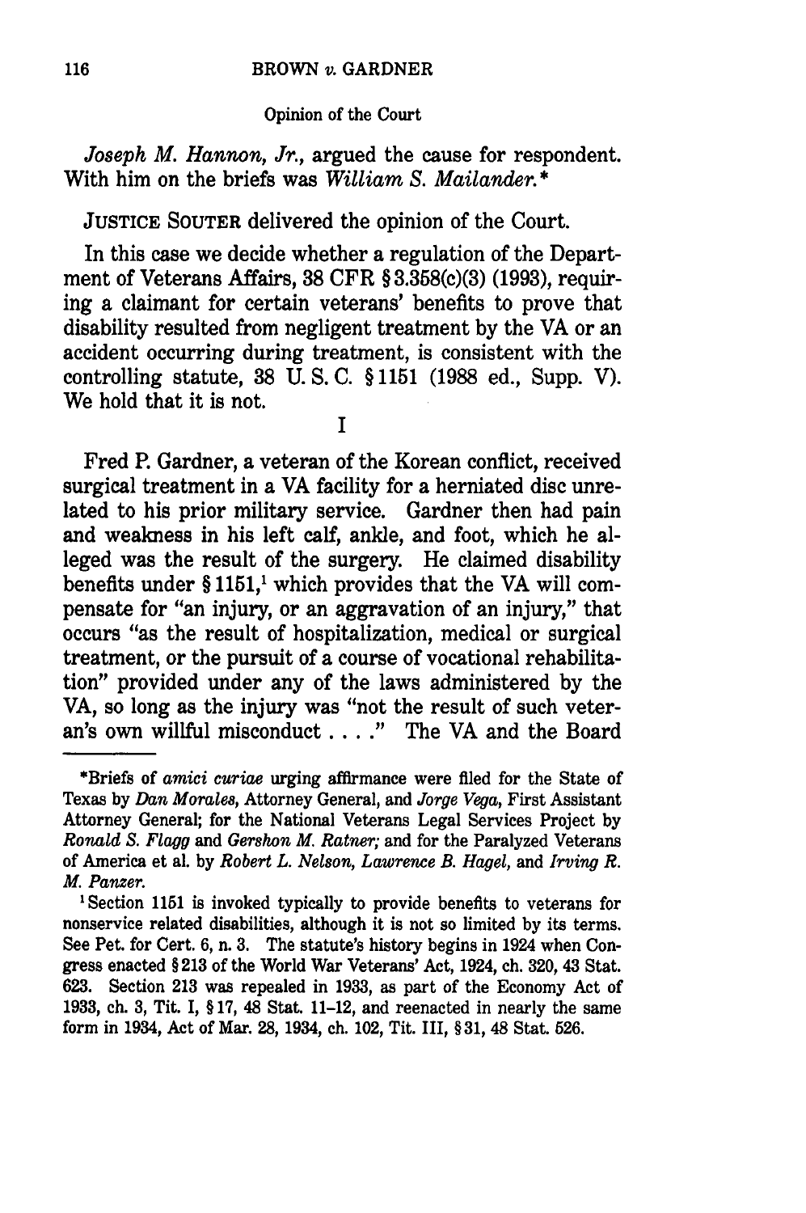*Joseph M. Hannon, Jr.*, argued the cause for respondent. With him on the briefs was *William S. Mailander.**

JUSTICE SOUTER delivered the opinion of the Court.

In this case we decide whether a regulation of the Department of Veterans Affairs, 38 CFR § 3.358(c)(3) (1993), requiring a claimant for certain veterans' benefits to prove that disability resulted from negligent treatment by the VA or an accident occurring during treatment, is consistent with the controlling statute, 38 U. S. C. § 1151 (1988 ed., Supp. V). We hold that it is not.

## I

Fred P. Gardner, a veteran of the Korean conflict, received surgical treatment in a VA facility for a herniated disc unrelated to his prior military service. Gardner then had pain and weakness in his left calf, ankle, and foot, which he alleged was the result of the surgery. He claimed disability benefits under § 1151,[1] which provides that the VA will compensate for "an injury, or an aggravation of an injury," that occurs "as the result of hospitalization, medical or surgical treatment, or the pursuit of a course of vocational rehabilitation" provided under any of the laws administered by the VA, so long as the injury was "not the result of such veteran's own willful misconduct . . . ." The VA and the Board

---

*Briefs of *amici curiae* urging affirmance were filed for the State of Texas by *Dan Morales*, Attorney General, and *Jorge Vega*, First Assistant Attorney General; for the National Veterans Legal Services Project by *Ronald S. Flagg* and *Gershon M. Ratner*; and for the Paralyzed Veterans of America et al. by *Robert L. Nelson*, *Lawrence B. Hagel*, and *Irving R. M. Panzer*.

[1] Section 1151 is invoked typically to provide benefits to veterans for nonservice related disabilities, although it is not so limited by its terms. See Pet. for Cert. 6, n. 3. The statute's history begins in 1924 when Congress enacted § 213 of the World War Veterans' Act, 1924, ch. 320, 43 Stat. 623. Section 213 was repealed in 1933, as part of the Economy Act of 1933, ch. 3, Tit. I, § 17, 48 Stat. 11–12, and reenacted in nearly the same form in 1934, Act of Mar. 28, 1934, ch. 102, Tit. III, § 31, 48 Stat. 526.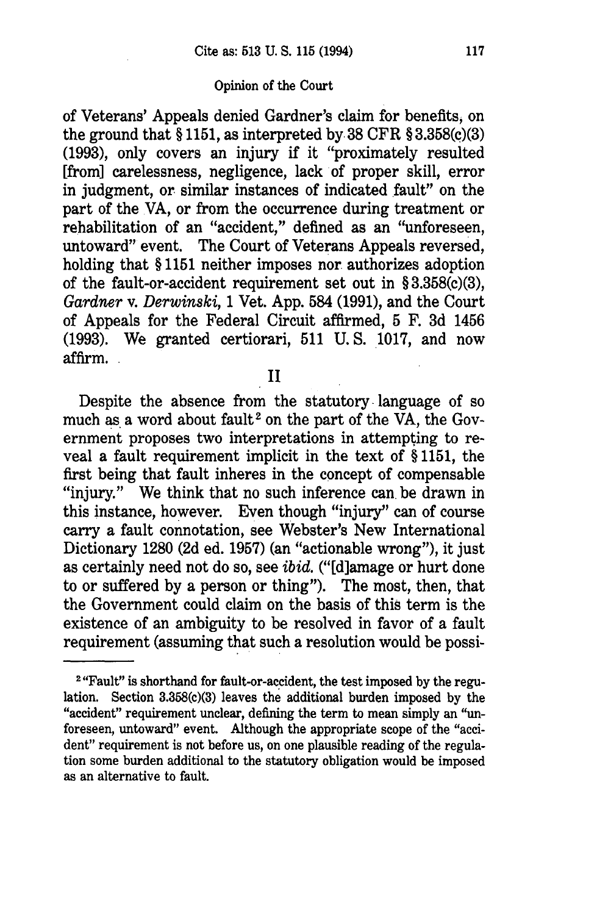of Veterans' Appeals denied Gardner's claim for benefits, on the ground that § 1151, as interpreted by 38 CFR § 3.358(c)(3) (1993), only covers an injury if it "proximately resulted [from] carelessness, negligence, lack of proper skill, error in judgment, or similar instances of indicated fault" on the part of the VA, or from the occurrence during treatment or rehabilitation of an "accident," defined as an "unforeseen, untoward" event. The Court of Veterans Appeals reversed, holding that § 1151 neither imposes nor authorizes adoption of the fault-or-accident requirement set out in § 3.358(c)(3), *Gardner* v. *Derwinski*, 1 Vet. App. 584 (1991), and the Court of Appeals for the Federal Circuit affirmed, 5 F. 3d 1456 (1993). We granted certiorari, 511 U. S. 1017, and now affirm.

## II

Despite the absence from the statutory language of so much as a word about fault[2] on the part of the VA, the Government proposes two interpretations in attempting to reveal a fault requirement implicit in the text of § 1151, the first being that fault inheres in the concept of compensable "injury." We think that no such inference can be drawn in this instance, however. Even though "injury" can of course carry a fault connotation, see Webster's New International Dictionary 1280 (2d ed. 1957) (an "actionable wrong"), it just as certainly need not do so, see *ibid.* ("[d]amage or hurt done to or suffered by a person or thing"). The most, then, that the Government could claim on the basis of this term is the existence of an ambiguity to be resolved in favor of a fault requirement (assuming that such a resolution would be possi-

---

[2] "Fault" is shorthand for fault-or-accident, the test imposed by the regulation. Section 3.358(c)(3) leaves the additional burden imposed by the "accident" requirement unclear, defining the term to mean simply an "unforeseen, untoward" event. Although the appropriate scope of the "accident" requirement is not before us, on one plausible reading of the regulation some burden additional to the statutory obligation would be imposed as an alternative to fault.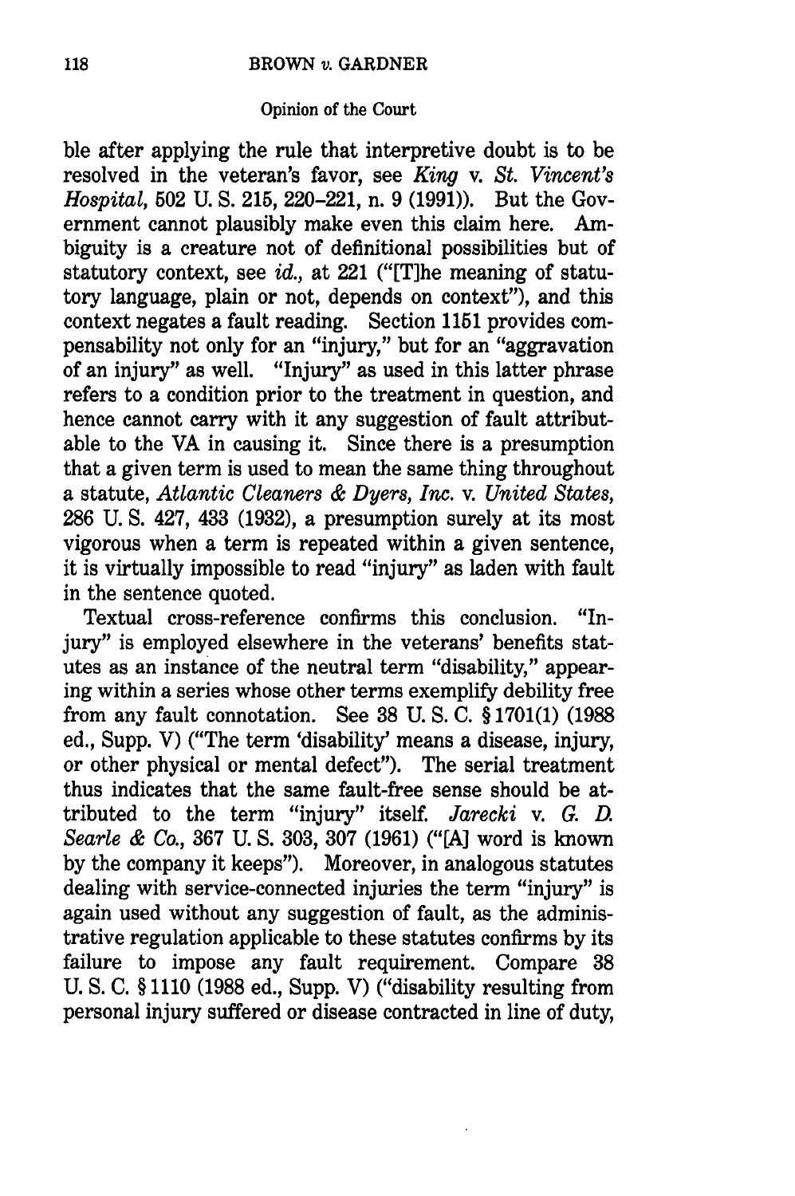ble after applying the rule that interpretive doubt is to be resolved in the veteran's favor, see *King* v. *St. Vincent's Hospital*, 502 U. S. 215, 220–221, n. 9 (1991)). But the Government cannot plausibly make even this claim here. Ambiguity is a creature not of definitional possibilities but of statutory context, see *id.*, at 221 ("[T]he meaning of statutory language, plain or not, depends on context"), and this context negates a fault reading. Section 1151 provides compensability not only for an "injury," but for an "aggravation of an injury" as well. "Injury" as used in this latter phrase refers to a condition prior to the treatment in question, and hence cannot carry with it any suggestion of fault attributable to the VA in causing it. Since there is a presumption that a given term is used to mean the same thing throughout a statute, *Atlantic Cleaners & Dyers, Inc.* v. *United States*, 286 U. S. 427, 433 (1932), a presumption surely at its most vigorous when a term is repeated within a given sentence, it is virtually impossible to read "injury" as laden with fault in the sentence quoted.

Textual cross-reference confirms this conclusion. "Injury" is employed elsewhere in the veterans' benefits statutes as an instance of the neutral term "disability," appearing within a series whose other terms exemplify debility free from any fault connotation. See 38 U. S. C. § 1701(1) (1988 ed., Supp. V) ("The term 'disability' means a disease, injury, or other physical or mental defect"). The serial treatment thus indicates that the same fault-free sense should be attributed to the term "injury" itself. *Jarecki* v. *G. D. Searle & Co.*, 367 U. S. 303, 307 (1961) ("[A] word is known by the company it keeps"). Moreover, in analogous statutes dealing with service-connected injuries the term "injury" is again used without any suggestion of fault, as the administrative regulation applicable to these statutes confirms by its failure to impose any fault requirement. Compare 38 U. S. C. § 1110 (1988 ed., Supp. V) ("disability resulting from personal injury suffered or disease contracted in line of duty,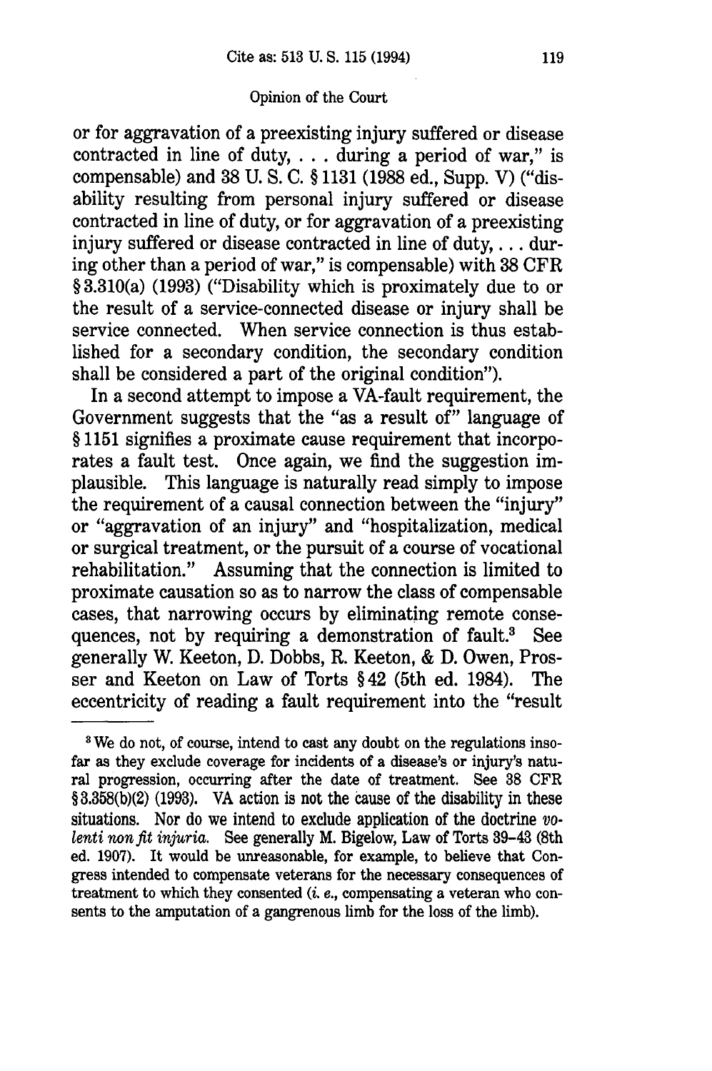or for aggravation of a preexisting injury suffered or disease contracted in line of duty, . . . during a period of war," is compensable) and 38 U. S. C. § 1131 (1988 ed., Supp. V) ("disability resulting from personal injury suffered or disease contracted in line of duty, or for aggravation of a preexisting injury suffered or disease contracted in line of duty, . . . during other than a period of war," is compensable) with 38 CFR § 3.310(a) (1993) ("Disability which is proximately due to or the result of a service-connected disease or injury shall be service connected. When service connection is thus established for a secondary condition, the secondary condition shall be considered a part of the original condition").

In a second attempt to impose a VA-fault requirement, the Government suggests that the "as a result of" language of § 1151 signifies a proximate cause requirement that incorporates a fault test. Once again, we find the suggestion implausible. This language is naturally read simply to impose the requirement of a causal connection between the "injury" or "aggravation of an injury" and "hospitalization, medical or surgical treatment, or the pursuit of a course of vocational rehabilitation." Assuming that the connection is limited to proximate causation so as to narrow the class of compensable cases, that narrowing occurs by eliminating remote consequences, not by requiring a demonstration of fault.[3] See generally W. Keeton, D. Dobbs, R. Keeton, & D. Owen, Prosser and Keeton on Law of Torts § 42 (5th ed. 1984). The eccentricity of reading a fault requirement into the "result

[3] We do not, of course, intend to cast any doubt on the regulations insofar as they exclude coverage for incidents of a disease's or injury's natural progression, occurring after the date of treatment. See 38 CFR § 3.358(b)(2) (1993). VA action is not the cause of the disability in these situations. Nor do we intend to exclude application of the doctrine *volenti non fit injuria*. See generally M. Bigelow, Law of Torts 39–43 (8th ed. 1907). It would be unreasonable, for example, to believe that Congress intended to compensate veterans for the necessary consequences of treatment to which they consented (*i. e.*, compensating a veteran who consents to the amputation of a gangrenous limb for the loss of the limb).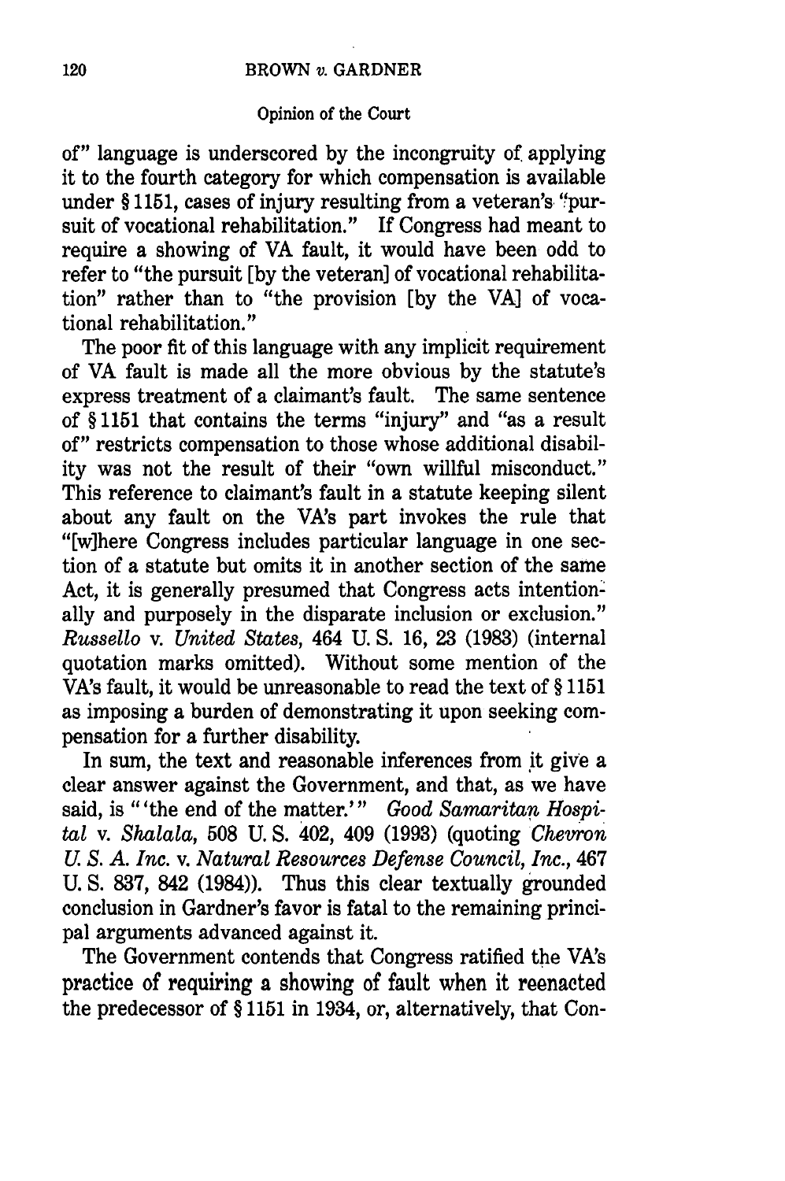of" language is underscored by the incongruity of applying it to the fourth category for which compensation is available under § 1151, cases of injury resulting from a veteran's "pursuit of vocational rehabilitation." If Congress had meant to require a showing of VA fault, it would have been odd to refer to "the pursuit [by the veteran] of vocational rehabilitation" rather than to "the provision [by the VA] of vocational rehabilitation."

The poor fit of this language with any implicit requirement of VA fault is made all the more obvious by the statute's express treatment of a claimant's fault. The same sentence of § 1151 that contains the terms "injury" and "as a result of" restricts compensation to those whose additional disability was not the result of their "own willful misconduct." This reference to claimant's fault in a statute keeping silent about any fault on the VA's part invokes the rule that "[w]here Congress includes particular language in one section of a statute but omits it in another section of the same Act, it is generally presumed that Congress acts intentionally and purposely in the disparate inclusion or exclusion." *Russello* v. *United States*, 464 U. S. 16, 23 (1983) (internal quotation marks omitted). Without some mention of the VA's fault, it would be unreasonable to read the text of § 1151 as imposing a burden of demonstrating it upon seeking compensation for a further disability.

In sum, the text and reasonable inferences from it give a clear answer against the Government, and that, as we have said, is "'the end of the matter.'" *Good Samaritan Hospital* v. *Shalala*, 508 U. S. 402, 409 (1993) (quoting *Chevron U. S. A. Inc.* v. *Natural Resources Defense Council, Inc.*, 467 U. S. 837, 842 (1984)). Thus this clear textually grounded conclusion in Gardner's favor is fatal to the remaining principal arguments advanced against it.

The Government contends that Congress ratified the VA's practice of requiring a showing of fault when it reenacted the predecessor of § 1151 in 1934, or, alternatively, that Con-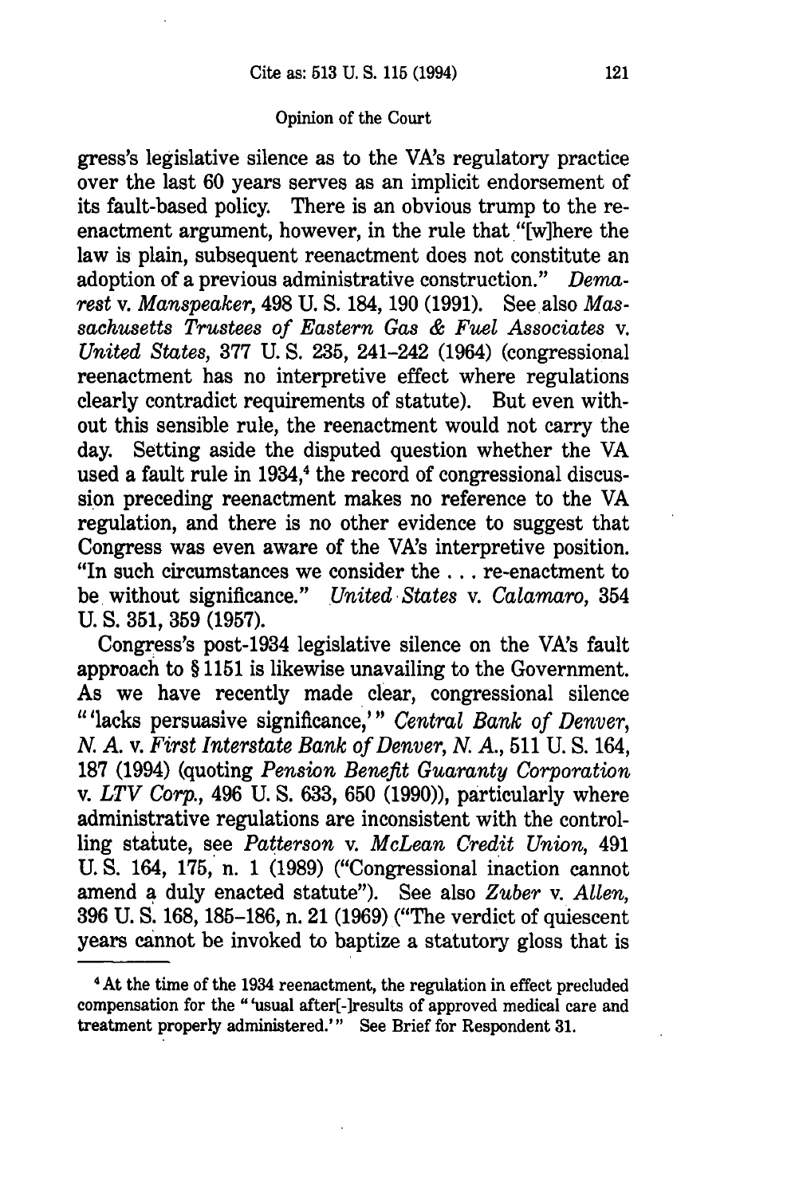gress's legislative silence as to the VA's regulatory practice over the last 60 years serves as an implicit endorsement of its fault-based policy. There is an obvious trump to the reenactment argument, however, in the rule that "[w]here the law is plain, subsequent reenactment does not constitute an adoption of a previous administrative construction." *Demarest* v. *Manspeaker*, 498 U. S. 184, 190 (1991). See also *Massachusetts Trustees of Eastern Gas & Fuel Associates* v. *United States*, 377 U. S. 235, 241–242 (1964) (congressional reenactment has no interpretive effect where regulations clearly contradict requirements of statute). But even without this sensible rule, the reenactment would not carry the day. Setting aside the disputed question whether the VA used a fault rule in 1934,[4] the record of congressional discussion preceding reenactment makes no reference to the VA regulation, and there is no other evidence to suggest that Congress was even aware of the VA's interpretive position. "In such circumstances we consider the . . . re-enactment to be without significance." *United States* v. *Calamaro*, 354 U. S. 351, 359 (1957).

Congress's post-1934 legislative silence on the VA's fault approach to § 1151 is likewise unavailing to the Government. As we have recently made clear, congressional silence "'lacks persuasive significance,'" *Central Bank of Denver, N. A.* v. *First Interstate Bank of Denver, N. A.*, 511 U. S. 164, 187 (1994) (quoting *Pension Benefit Guaranty Corporation* v. *LTV Corp.*, 496 U. S. 633, 650 (1990)), particularly where administrative regulations are inconsistent with the controlling statute, see *Patterson* v. *McLean Credit Union*, 491 U. S. 164, 175, n. 1 (1989) ("Congressional inaction cannot amend a duly enacted statute"). See also *Zuber* v. *Allen*, 396 U. S. 168, 185–186, n. 21 (1969) ("The verdict of quiescent years cannot be invoked to baptize a statutory gloss that is

[4] At the time of the 1934 reenactment, the regulation in effect precluded compensation for the "'usual after[-]results of approved medical care and treatment properly administered.'" See Brief for Respondent 31.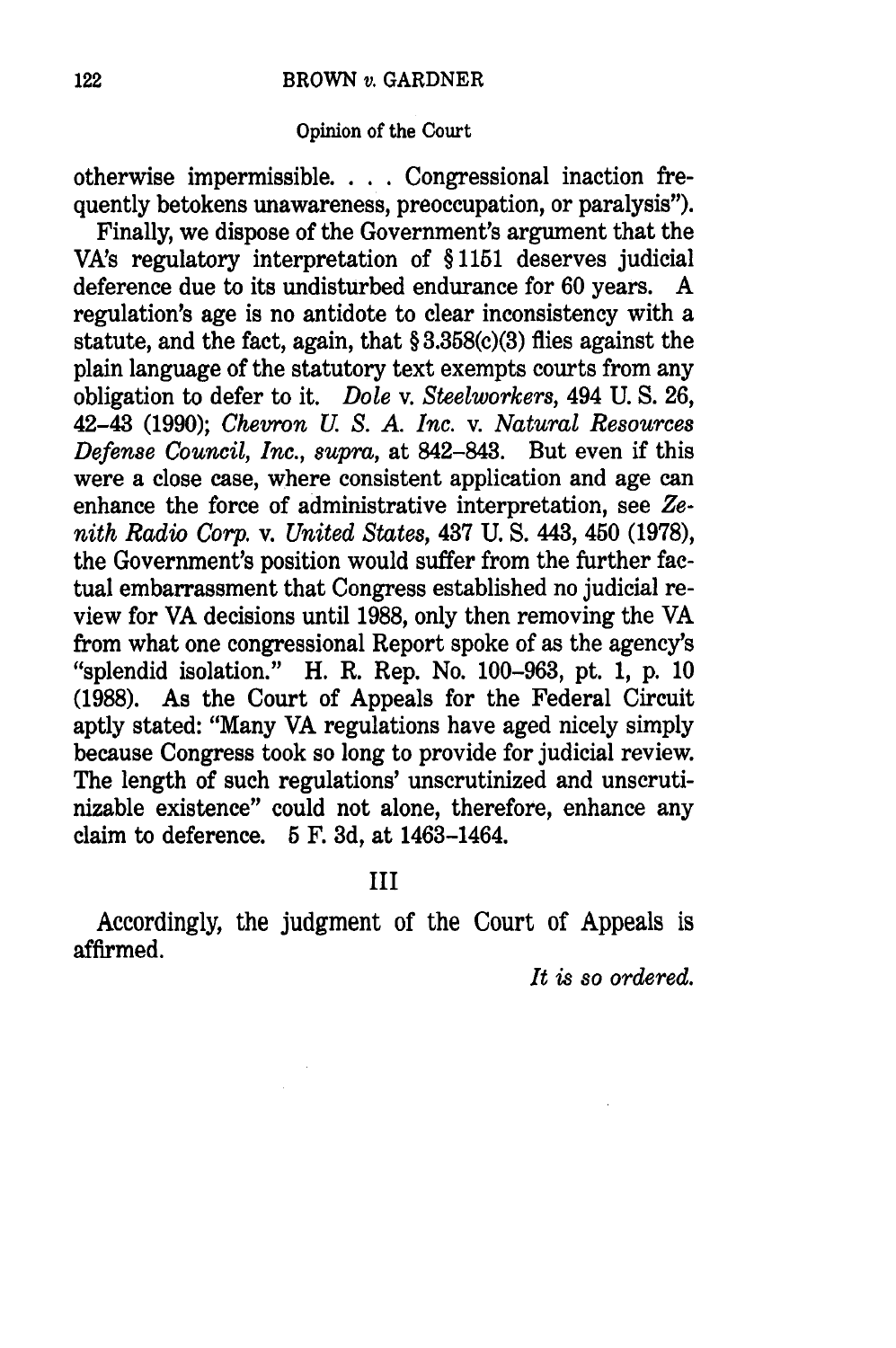otherwise impermissible. . . . Congressional inaction frequently betokens unawareness, preoccupation, or paralysis").

Finally, we dispose of the Government's argument that the VA's regulatory interpretation of § 1151 deserves judicial deference due to its undisturbed endurance for 60 years. A regulation's age is no antidote to clear inconsistency with a statute, and the fact, again, that § 3.358(c)(3) flies against the plain language of the statutory text exempts courts from any obligation to defer to it. *Dole* v. *Steelworkers*, 494 U. S. 26, 42–43 (1990); *Chevron U. S. A. Inc.* v. *Natural Resources Defense Council, Inc., supra*, at 842–843. But even if this were a close case, where consistent application and age can enhance the force of administrative interpretation, see *Zenith Radio Corp.* v. *United States*, 437 U. S. 443, 450 (1978), the Government's position would suffer from the further factual embarrassment that Congress established no judicial review for VA decisions until 1988, only then removing the VA from what one congressional Report spoke of as the agency's "splendid isolation." H. R. Rep. No. 100–963, pt. 1, p. 10 (1988). As the Court of Appeals for the Federal Circuit aptly stated: "Many VA regulations have aged nicely simply because Congress took so long to provide for judicial review. The length of such regulations' unscrutinized and unscrutinizable existence" could not alone, therefore, enhance any claim to deference. 5 F. 3d, at 1463–1464.

## III

Accordingly, the judgment of the Court of Appeals is affirmed.

*It is so ordered.*